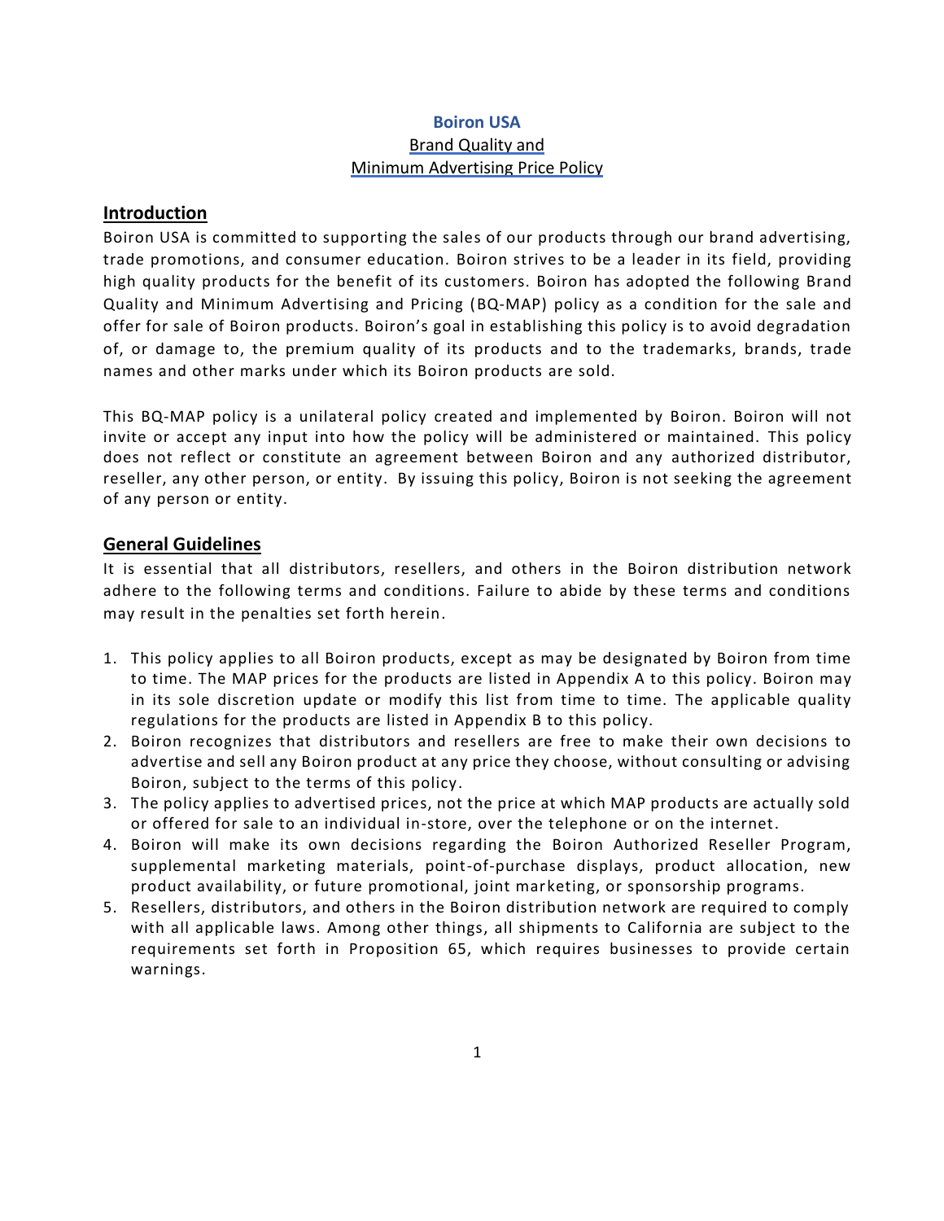# Boiron USA

## Brand Quality and Minimum Advertising Price Policy

## Introduction

Boiron USA is committed to supporting the sales of our products through our brand advertising, trade promotions, and consumer education. Boiron strives to be a leader in its field, providing high quality products for the benefit of its customers. Boiron has adopted the following Brand Quality and Minimum Advertising and Pricing (BQ-MAP) policy as a condition for the sale and offer for sale of Boiron products. Boiron's goal in establishing this policy is to avoid degradation of, or damage to, the premium quality of its products and to the trademarks, brands, trade names and other marks under which its Boiron products are sold.

This BQ-MAP policy is a unilateral policy created and implemented by Boiron. Boiron will not invite or accept any input into how the policy will be administered or maintained. This policy does not reflect or constitute an agreement between Boiron and any authorized distributor, reseller, any other person, or entity. By issuing this policy, Boiron is not seeking the agreement of any person or entity.

## General Guidelines

It is essential that all distributors, resellers, and others in the Boiron distribution network adhere to the following terms and conditions. Failure to abide by these terms and conditions may result in the penalties set forth herein.

1. This policy applies to all Boiron products, except as may be designated by Boiron from time to time. The MAP prices for the products are listed in Appendix A to this policy. Boiron may in its sole discretion update or modify this list from time to time. The applicable quality regulations for the products are listed in Appendix B to this policy.
2. Boiron recognizes that distributors and resellers are free to make their own decisions to advertise and sell any Boiron product at any price they choose, without consulting or advising Boiron, subject to the terms of this policy.
3. The policy applies to advertised prices, not the price at which MAP products are actually sold or offered for sale to an individual in-store, over the telephone or on the internet.
4. Boiron will make its own decisions regarding the Boiron Authorized Reseller Program, supplemental marketing materials, point-of-purchase displays, product allocation, new product availability, or future promotional, joint marketing, or sponsorship programs.
5. Resellers, distributors, and others in the Boiron distribution network are required to comply with all applicable laws. Among other things, all shipments to California are subject to the requirements set forth in Proposition 65, which requires businesses to provide certain warnings.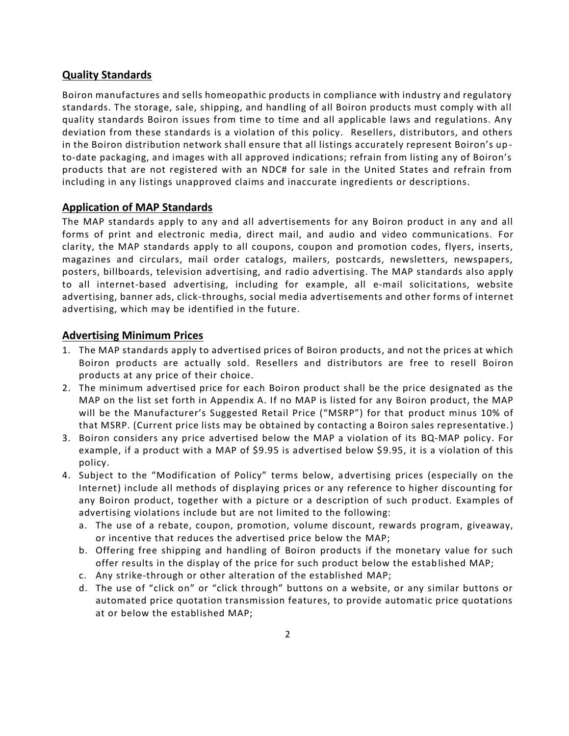## Quality Standards

Boiron manufactures and sells homeopathic products in compliance with industry and regulatory standards. The storage, sale, shipping, and handling of all Boiron products must comply with all quality standards Boiron issues from time to time and all applicable laws and regulations. Any deviation from these standards is a violation of this policy. Resellers, distributors, and others in the Boiron distribution network shall ensure that all listings accurately represent Boiron's up-to-date packaging, and images with all approved indications; refrain from listing any of Boiron's products that are not registered with an NDC# for sale in the United States and refrain from including in any listings unapproved claims and inaccurate ingredients or descriptions.

## Application of MAP Standards

The MAP standards apply to any and all advertisements for any Boiron product in any and all forms of print and electronic media, direct mail, and audio and video communications. For clarity, the MAP standards apply to all coupons, coupon and promotion codes, flyers, inserts, magazines and circulars, mail order catalogs, mailers, postcards, newsletters, newspapers, posters, billboards, television advertising, and radio advertising. The MAP standards also apply to all internet-based advertising, including for example, all e-mail solicitations, website advertising, banner ads, click-throughs, social media advertisements and other forms of internet advertising, which may be identified in the future.

## Advertising Minimum Prices

1. The MAP standards apply to advertised prices of Boiron products, and not the prices at which Boiron products are actually sold. Resellers and distributors are free to resell Boiron products at any price of their choice.
2. The minimum advertised price for each Boiron product shall be the price designated as the MAP on the list set forth in Appendix A. If no MAP is listed for any Boiron product, the MAP will be the Manufacturer's Suggested Retail Price ("MSRP") for that product minus 10% of that MSRP. (Current price lists may be obtained by contacting a Boiron sales representative.)
3. Boiron considers any price advertised below the MAP a violation of its BQ-MAP policy. For example, if a product with a MAP of $9.95 is advertised below $9.95, it is a violation of this policy.
4. Subject to the "Modification of Policy" terms below, advertising prices (especially on the Internet) include all methods of displaying prices or any reference to higher discounting for any Boiron product, together with a picture or a description of such product. Examples of advertising violations include but are not limited to the following:
   a. The use of a rebate, coupon, promotion, volume discount, rewards program, giveaway, or incentive that reduces the advertised price below the MAP;
   b. Offering free shipping and handling of Boiron products if the monetary value for such offer results in the display of the price for such product below the established MAP;
   c. Any strike-through or other alteration of the established MAP;
   d. The use of "click on" or "click through" buttons on a website, or any similar buttons or automated price quotation transmission features, to provide automatic price quotations at or below the established MAP;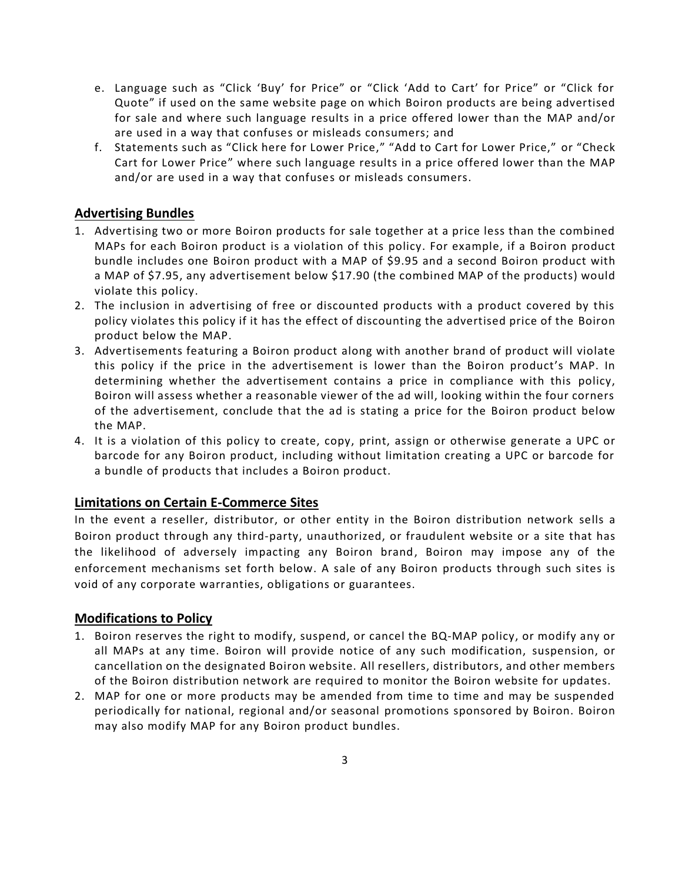e. Language such as “Click ‘Buy’ for Price” or “Click ‘Add to Cart’ for Price” or “Click for Quote” if used on the same website page on which Boiron products are being advertised for sale and where such language results in a price offered lower than the MAP and/or are used in a way that confuses or misleads consumers; and
f. Statements such as “Click here for Lower Price,” “Add to Cart for Lower Price,” or “Check Cart for Lower Price” where such language results in a price offered lower than the MAP and/or are used in a way that confuses or misleads consumers.

## Advertising Bundles

1. Advertising two or more Boiron products for sale together at a price less than the combined MAPs for each Boiron product is a violation of this policy. For example, if a Boiron product bundle includes one Boiron product with a MAP of $9.95 and a second Boiron product with a MAP of $7.95, any advertisement below $17.90 (the combined MAP of the products) would violate this policy.
2. The inclusion in advertising of free or discounted products with a product covered by this policy violates this policy if it has the effect of discounting the advertised price of the Boiron product below the MAP.
3. Advertisements featuring a Boiron product along with another brand of product will violate this policy if the price in the advertisement is lower than the Boiron product’s MAP. In determining whether the advertisement contains a price in compliance with this policy, Boiron will assess whether a reasonable viewer of the ad will, looking within the four corners of the advertisement, conclude that the ad is stating a price for the Boiron product below the MAP.
4. It is a violation of this policy to create, copy, print, assign or otherwise generate a UPC or barcode for any Boiron product, including without limitation creating a UPC or barcode for a bundle of products that includes a Boiron product.

## Limitations on Certain E-Commerce Sites

In the event a reseller, distributor, or other entity in the Boiron distribution network sells a Boiron product through any third-party, unauthorized, or fraudulent website or a site that has the likelihood of adversely impacting any Boiron brand, Boiron may impose any of the enforcement mechanisms set forth below. A sale of any Boiron products through such sites is void of any corporate warranties, obligations or guarantees.

## Modifications to Policy

1. Boiron reserves the right to modify, suspend, or cancel the BQ-MAP policy, or modify any or all MAPs at any time. Boiron will provide notice of any such modification, suspension, or cancellation on the designated Boiron website. All resellers, distributors, and other members of the Boiron distribution network are required to monitor the Boiron website for updates.
2. MAP for one or more products may be amended from time to time and may be suspended periodically for national, regional and/or seasonal promotions sponsored by Boiron. Boiron may also modify MAP for any Boiron product bundles.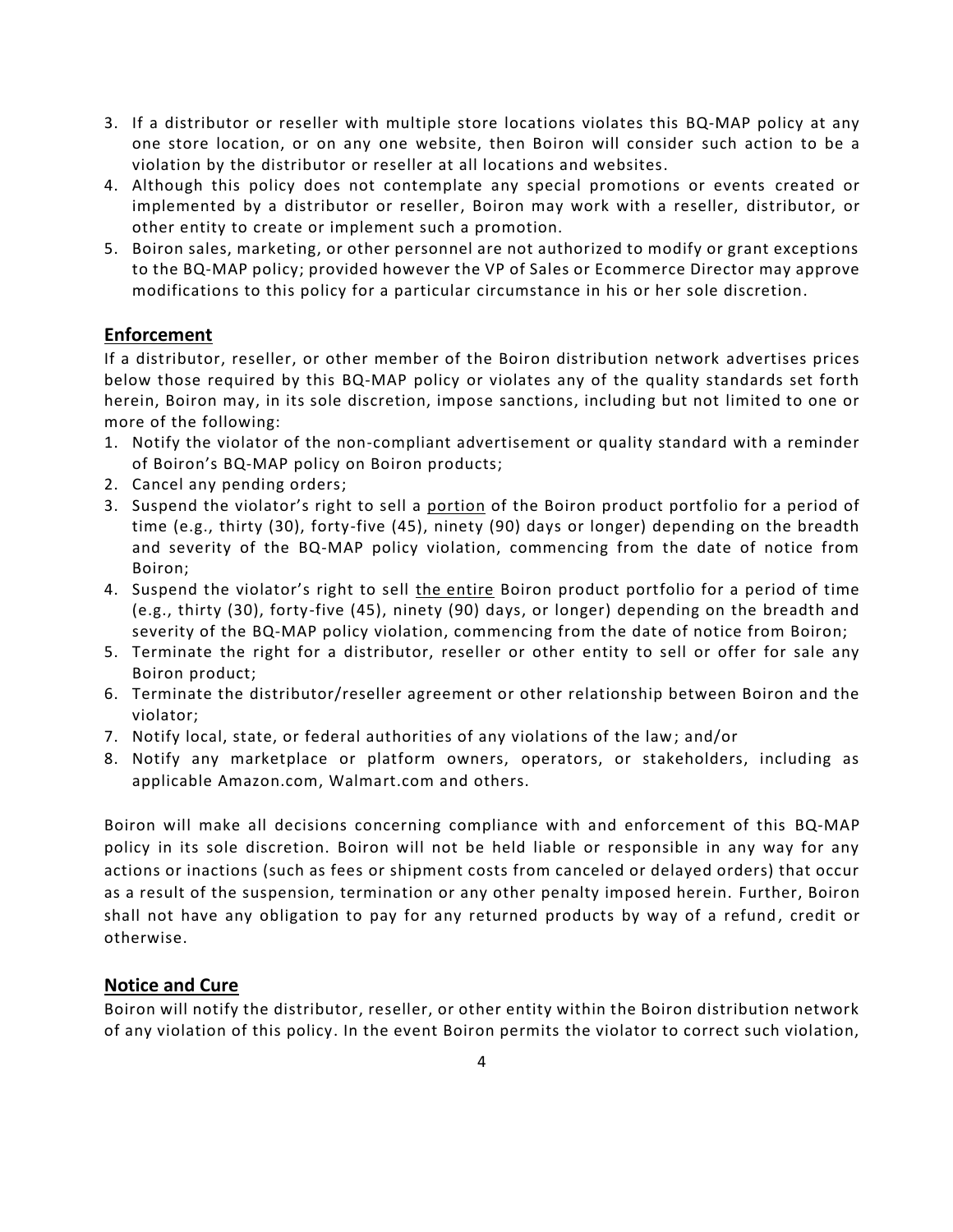3. If a distributor or reseller with multiple store locations violates this BQ-MAP policy at any one store location, or on any one website, then Boiron will consider such action to be a violation by the distributor or reseller at all locations and websites.
4. Although this policy does not contemplate any special promotions or events created or implemented by a distributor or reseller, Boiron may work with a reseller, distributor, or other entity to create or implement such a promotion.
5. Boiron sales, marketing, or other personnel are not authorized to modify or grant exceptions to the BQ-MAP policy; provided however the VP of Sales or Ecommerce Director may approve modifications to this policy for a particular circumstance in his or her sole discretion.

## Enforcement

If a distributor, reseller, or other member of the Boiron distribution network advertises prices below those required by this BQ-MAP policy or violates any of the quality standards set forth herein, Boiron may, in its sole discretion, impose sanctions, including but not limited to one or more of the following:

1. Notify the violator of the non-compliant advertisement or quality standard with a reminder of Boiron's BQ-MAP policy on Boiron products;
2. Cancel any pending orders;
3. Suspend the violator's right to sell a <u>portion</u> of the Boiron product portfolio for a period of time (e.g., thirty (30), forty-five (45), ninety (90) days or longer) depending on the breadth and severity of the BQ-MAP policy violation, commencing from the date of notice from Boiron;
4. Suspend the violator's right to sell <u>the entire</u> Boiron product portfolio for a period of time (e.g., thirty (30), forty-five (45), ninety (90) days, or longer) depending on the breadth and severity of the BQ-MAP policy violation, commencing from the date of notice from Boiron;
5. Terminate the right for a distributor, reseller or other entity to sell or offer for sale any Boiron product;
6. Terminate the distributor/reseller agreement or other relationship between Boiron and the violator;
7. Notify local, state, or federal authorities of any violations of the law; and/or
8. Notify any marketplace or platform owners, operators, or stakeholders, including as applicable Amazon.com, Walmart.com and others.

Boiron will make all decisions concerning compliance with and enforcement of this BQ-MAP policy in its sole discretion. Boiron will not be held liable or responsible in any way for any actions or inactions (such as fees or shipment costs from canceled or delayed orders) that occur as a result of the suspension, termination or any other penalty imposed herein. Further, Boiron shall not have any obligation to pay for any returned products by way of a refund, credit or otherwise.

## Notice and Cure

Boiron will notify the distributor, reseller, or other entity within the Boiron distribution network of any violation of this policy. In the event Boiron permits the violator to correct such violation,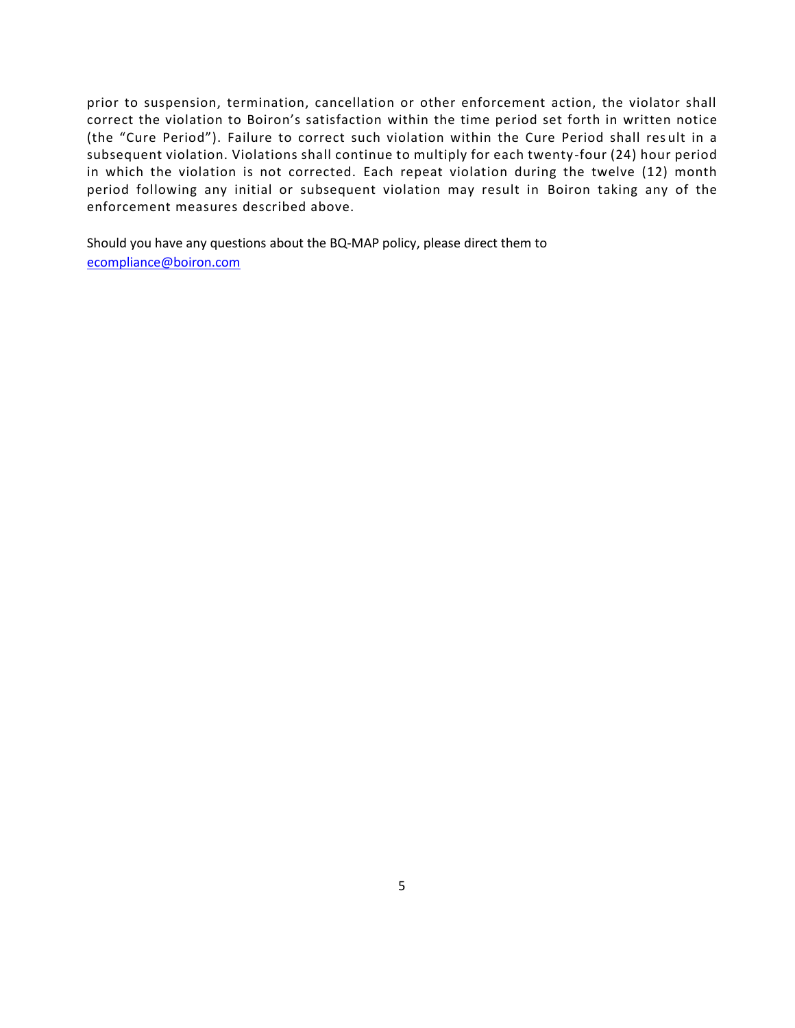prior to suspension, termination, cancellation or other enforcement action, the violator shall correct the violation to Boiron's satisfaction within the time period set forth in written notice (the "Cure Period"). Failure to correct such violation within the Cure Period shall result in a subsequent violation. Violations shall continue to multiply for each twenty-four (24) hour period in which the violation is not corrected. Each repeat violation during the twelve (12) month period following any initial or subsequent violation may result in Boiron taking any of the enforcement measures described above.

Should you have any questions about the BQ-MAP policy, please direct them to ecompliance@boiron.com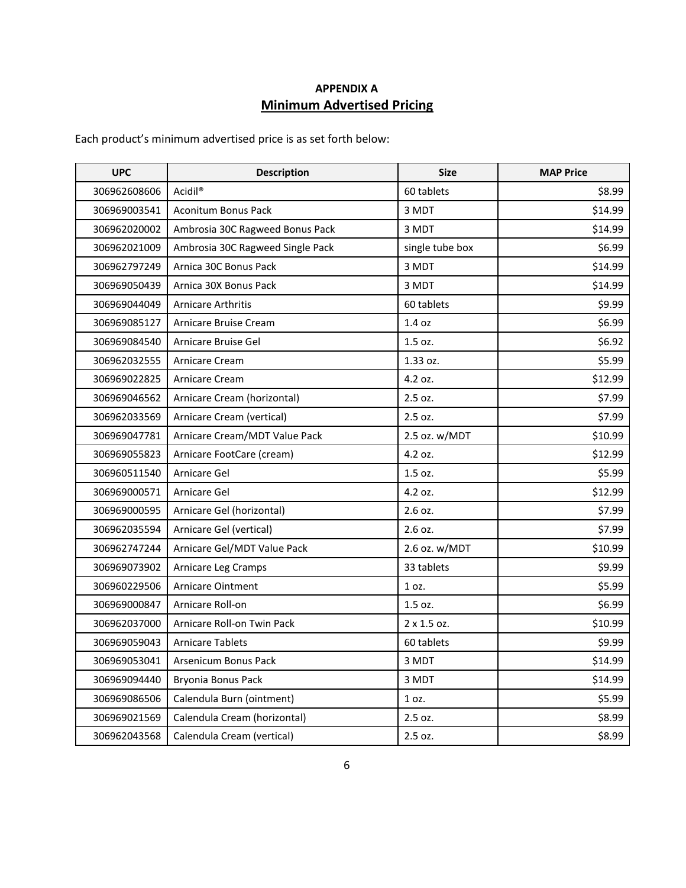**APPENDIX A**

## Minimum Advertised Pricing

Each product's minimum advertised price is as set forth below:

| UPC | Description | Size | MAP Price |
|---|---|---|---|
| 306962608606 | Acidil® | 60 tablets | $8.99 |
| 306969003541 | Aconitum Bonus Pack | 3 MDT | $14.99 |
| 306962020002 | Ambrosia 30C Ragweed Bonus Pack | 3 MDT | $14.99 |
| 306962021009 | Ambrosia 30C Ragweed Single Pack | single tube box | $6.99 |
| 306962797249 | Arnica 30C Bonus Pack | 3 MDT | $14.99 |
| 306969050439 | Arnica 30X Bonus Pack | 3 MDT | $14.99 |
| 306969044049 | Arnicare Arthritis | 60 tablets | $9.99 |
| 306969085127 | Arnicare Bruise Cream | 1.4 oz | $6.99 |
| 306969084540 | Arnicare Bruise Gel | 1.5 oz. | $6.92 |
| 306962032555 | Arnicare Cream | 1.33 oz. | $5.99 |
| 306969022825 | Arnicare Cream | 4.2 oz. | $12.99 |
| 306969046562 | Arnicare Cream (horizontal) | 2.5 oz. | $7.99 |
| 306962033569 | Arnicare Cream (vertical) | 2.5 oz. | $7.99 |
| 306969047781 | Arnicare Cream/MDT Value Pack | 2.5 oz. w/MDT | $10.99 |
| 306969055823 | Arnicare FootCare (cream) | 4.2 oz. | $12.99 |
| 306960511540 | Arnicare Gel | 1.5 oz. | $5.99 |
| 306969000571 | Arnicare Gel | 4.2 oz. | $12.99 |
| 306969000595 | Arnicare Gel (horizontal) | 2.6 oz. | $7.99 |
| 306962035594 | Arnicare Gel (vertical) | 2.6 oz. | $7.99 |
| 306962747244 | Arnicare Gel/MDT Value Pack | 2.6 oz. w/MDT | $10.99 |
| 306969073902 | Arnicare Leg Cramps | 33 tablets | $9.99 |
| 306960229506 | Arnicare Ointment | 1 oz. | $5.99 |
| 306969000847 | Arnicare Roll-on | 1.5 oz. | $6.99 |
| 306962037000 | Arnicare Roll-on Twin Pack | 2 x 1.5 oz. | $10.99 |
| 306969059043 | Arnicare Tablets | 60 tablets | $9.99 |
| 306969053041 | Arsenicum Bonus Pack | 3 MDT | $14.99 |
| 306969094440 | Bryonia Bonus Pack | 3 MDT | $14.99 |
| 306969086506 | Calendula Burn (ointment) | 1 oz. | $5.99 |
| 306969021569 | Calendula Cream (horizontal) | 2.5 oz. | $8.99 |
| 306962043568 | Calendula Cream (vertical) | 2.5 oz. | $8.99 |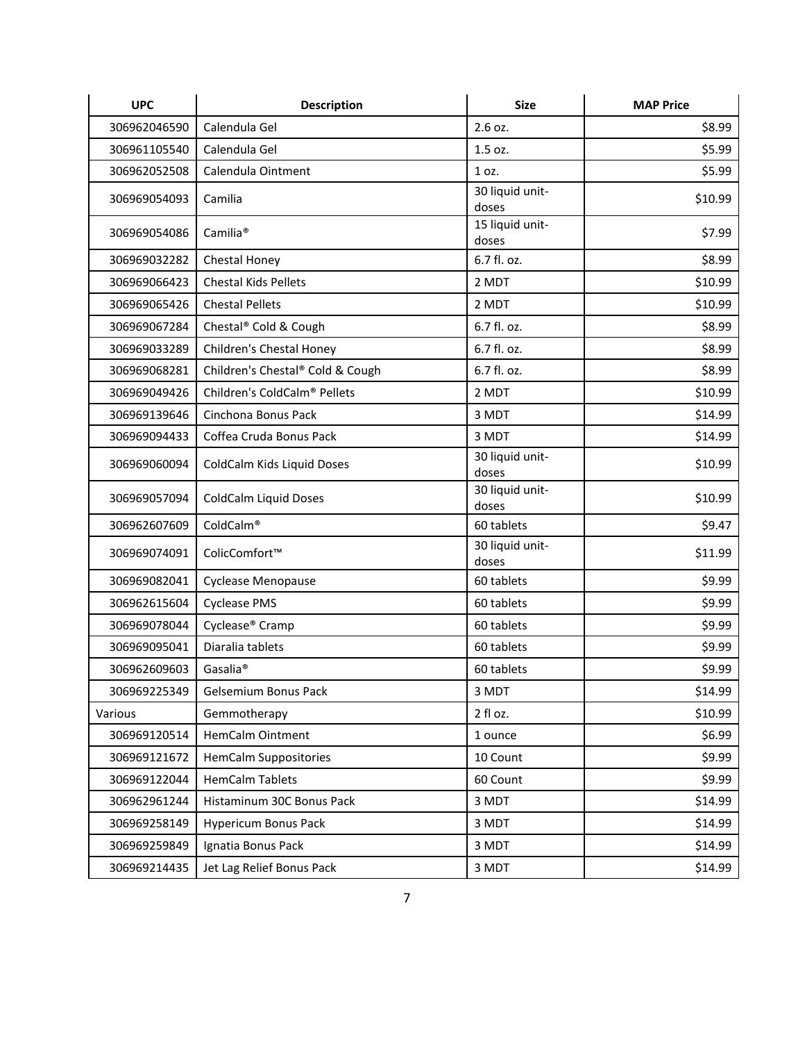| UPC | Description | Size | MAP Price |
| --- | --- | --- | --- |
| 306962046590 | Calendula Gel | 2.6 oz. | $8.99 |
| 306961105540 | Calendula Gel | 1.5 oz. | $5.99 |
| 306962052508 | Calendula Ointment | 1 oz. | $5.99 |
| 306969054093 | Camilia | 30 liquid unit-doses | $10.99 |
| 306969054086 | Camilia® | 15 liquid unit-doses | $7.99 |
| 306969032282 | Chestal Honey | 6.7 fl. oz. | $8.99 |
| 306969066423 | Chestal Kids Pellets | 2 MDT | $10.99 |
| 306969065426 | Chestal Pellets | 2 MDT | $10.99 |
| 306969067284 | Chestal® Cold & Cough | 6.7 fl. oz. | $8.99 |
| 306969033289 | Children's Chestal Honey | 6.7 fl. oz. | $8.99 |
| 306969068281 | Children's Chestal® Cold & Cough | 6.7 fl. oz. | $8.99 |
| 306969049426 | Children's ColdCalm® Pellets | 2 MDT | $10.99 |
| 306969139646 | Cinchona Bonus Pack | 3 MDT | $14.99 |
| 306969094433 | Coffea Cruda Bonus Pack | 3 MDT | $14.99 |
| 306969060094 | ColdCalm Kids Liquid Doses | 30 liquid unit-doses | $10.99 |
| 306969057094 | ColdCalm Liquid Doses | 30 liquid unit-doses | $10.99 |
| 306962607609 | ColdCalm® | 60 tablets | $9.47 |
| 306969074091 | ColicComfort™ | 30 liquid unit-doses | $11.99 |
| 306969082041 | Cyclease Menopause | 60 tablets | $9.99 |
| 306962615604 | Cyclease PMS | 60 tablets | $9.99 |
| 306969078044 | Cyclease® Cramp | 60 tablets | $9.99 |
| 306969095041 | Diaralia tablets | 60 tablets | $9.99 |
| 306962609603 | Gasalia® | 60 tablets | $9.99 |
| 306969225349 | Gelsemium Bonus Pack | 3 MDT | $14.99 |
| Various | Gemmotherapy | 2 fl oz. | $10.99 |
| 306969120514 | HemCalm Ointment | 1 ounce | $6.99 |
| 306969121672 | HemCalm Suppositories | 10 Count | $9.99 |
| 306969122044 | HemCalm Tablets | 60 Count | $9.99 |
| 306962961244 | Histaminum 30C Bonus Pack | 3 MDT | $14.99 |
| 306969258149 | Hypericum Bonus Pack | 3 MDT | $14.99 |
| 306969259849 | Ignatia Bonus Pack | 3 MDT | $14.99 |
| 306969214435 | Jet Lag Relief Bonus Pack | 3 MDT | $14.99 |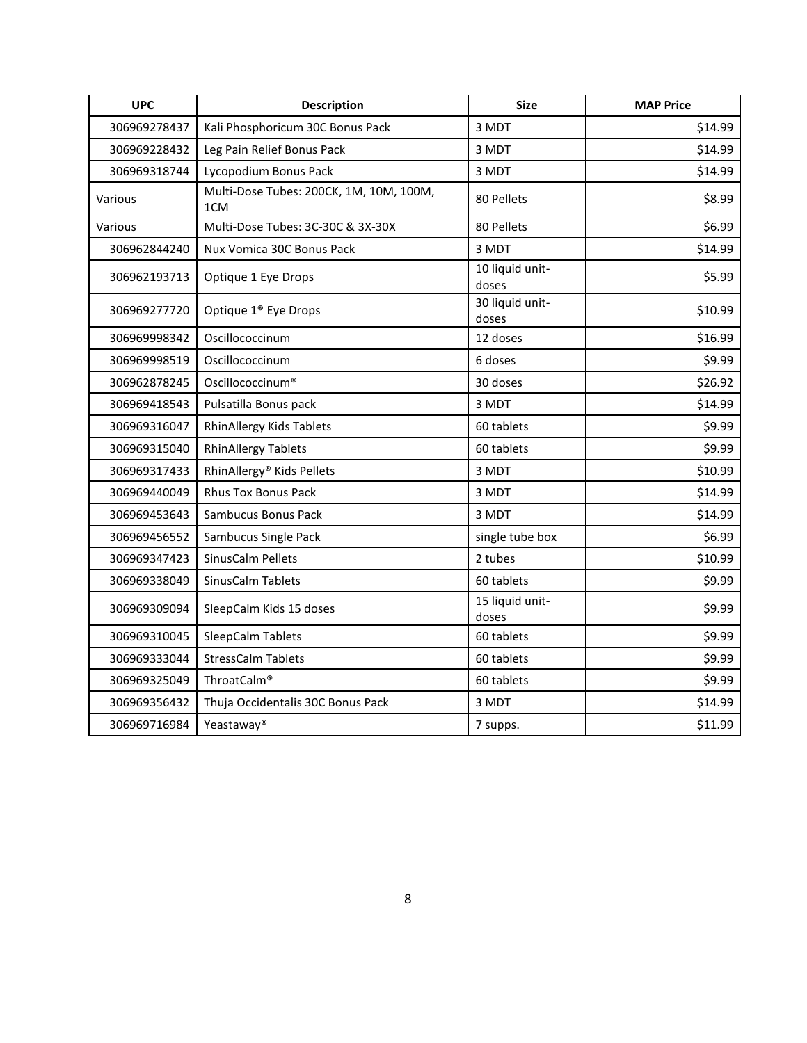| UPC | Description | Size | MAP Price |
|---|---|---|---|
| 306969278437 | Kali Phosphoricum 30C Bonus Pack | 3 MDT | $14.99 |
| 306969228432 | Leg Pain Relief Bonus Pack | 3 MDT | $14.99 |
| 306969318744 | Lycopodium Bonus Pack | 3 MDT | $14.99 |
| Various | Multi-Dose Tubes: 200CK, 1M, 10M, 100M, 1CM | 80 Pellets | $8.99 |
| Various | Multi-Dose Tubes: 3C-30C & 3X-30X | 80 Pellets | $6.99 |
| 306962844240 | Nux Vomica 30C Bonus Pack | 3 MDT | $14.99 |
| 306962193713 | Optique 1 Eye Drops | 10 liquid unit-doses | $5.99 |
| 306969277720 | Optique 1® Eye Drops | 30 liquid unit-doses | $10.99 |
| 306969998342 | Oscillococcinum | 12 doses | $16.99 |
| 306969998519 | Oscillococcinum | 6 doses | $9.99 |
| 306962878245 | Oscillococcinum® | 30 doses | $26.92 |
| 306969418543 | Pulsatilla Bonus pack | 3 MDT | $14.99 |
| 306969316047 | RhinAllergy Kids Tablets | 60 tablets | $9.99 |
| 306969315040 | RhinAllergy Tablets | 60 tablets | $9.99 |
| 306969317433 | RhinAllergy® Kids Pellets | 3 MDT | $10.99 |
| 306969440049 | Rhus Tox Bonus Pack | 3 MDT | $14.99 |
| 306969453643 | Sambucus Bonus Pack | 3 MDT | $14.99 |
| 306969456552 | Sambucus Single Pack | single tube box | $6.99 |
| 306969347423 | SinusCalm Pellets | 2 tubes | $10.99 |
| 306969338049 | SinusCalm Tablets | 60 tablets | $9.99 |
| 306969309094 | SleepCalm Kids 15 doses | 15 liquid unit-doses | $9.99 |
| 306969310045 | SleepCalm Tablets | 60 tablets | $9.99 |
| 306969333044 | StressCalm Tablets | 60 tablets | $9.99 |
| 306969325049 | ThroatCalm® | 60 tablets | $9.99 |
| 306969356432 | Thuja Occidentalis 30C Bonus Pack | 3 MDT | $14.99 |
| 306969716984 | Yeastaway® | 7 supps. | $11.99 |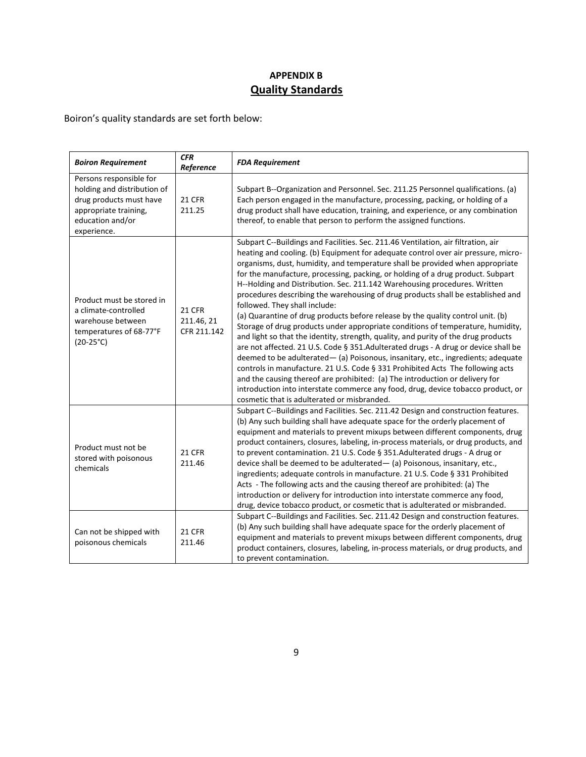# APPENDIX B
## Quality Standards

Boiron's quality standards are set forth below:

| *Boiron Requirement* | *CFR Reference* | *FDA Requirement* |
|---|---|---|
| Persons responsible for holding and distribution of drug products must have appropriate training, education and/or experience. | 21 CFR 211.25 | Subpart B--Organization and Personnel. Sec. 211.25 Personnel qualifications. (a) Each person engaged in the manufacture, processing, packing, or holding of a drug product shall have education, training, and experience, or any combination thereof, to enable that person to perform the assigned functions. |
| Product must be stored in a climate-controlled warehouse between temperatures of 68-77°F (20-25°C) | 21 CFR 211.46, 21 CFR 211.142 | Subpart C--Buildings and Facilities. Sec. 211.46 Ventilation, air filtration, air heating and cooling. (b) Equipment for adequate control over air pressure, micro-organisms, dust, humidity, and temperature shall be provided when appropriate for the manufacture, processing, packing, or holding of a drug product. Subpart H--Holding and Distribution. Sec. 211.142 Warehousing procedures. Written procedures describing the warehousing of drug products shall be established and followed. They shall include: (a) Quarantine of drug products before release by the quality control unit. (b) Storage of drug products under appropriate conditions of temperature, humidity, and light so that the identity, strength, quality, and purity of the drug products are not affected. 21 U.S. Code § 351.Adulterated drugs - A drug or device shall be deemed to be adulterated— (a) Poisonous, insanitary, etc., ingredients; adequate controls in manufacture. 21 U.S. Code § 331 Prohibited Acts The following acts and the causing thereof are prohibited: (a) The introduction or delivery for introduction into interstate commerce any food, drug, device tobacco product, or cosmetic that is adulterated or misbranded. |
| Product must not be stored with poisonous chemicals | 21 CFR 211.46 | Subpart C--Buildings and Facilities. Sec. 211.42 Design and construction features. (b) Any such building shall have adequate space for the orderly placement of equipment and materials to prevent mixups between different components, drug product containers, closures, labeling, in-process materials, or drug products, and to prevent contamination. 21 U.S. Code § 351.Adulterated drugs - A drug or device shall be deemed to be adulterated— (a) Poisonous, insanitary, etc., ingredients; adequate controls in manufacture. 21 U.S. Code § 331 Prohibited Acts - The following acts and the causing thereof are prohibited: (a) The introduction or delivery for introduction into interstate commerce any food, drug, device tobacco product, or cosmetic that is adulterated or misbranded. |
| Can not be shipped with poisonous chemicals | 21 CFR 211.46 | Subpart C--Buildings and Facilities. Sec. 211.42 Design and construction features. (b) Any such building shall have adequate space for the orderly placement of equipment and materials to prevent mixups between different components, drug product containers, closures, labeling, in-process materials, or drug products, and to prevent contamination. |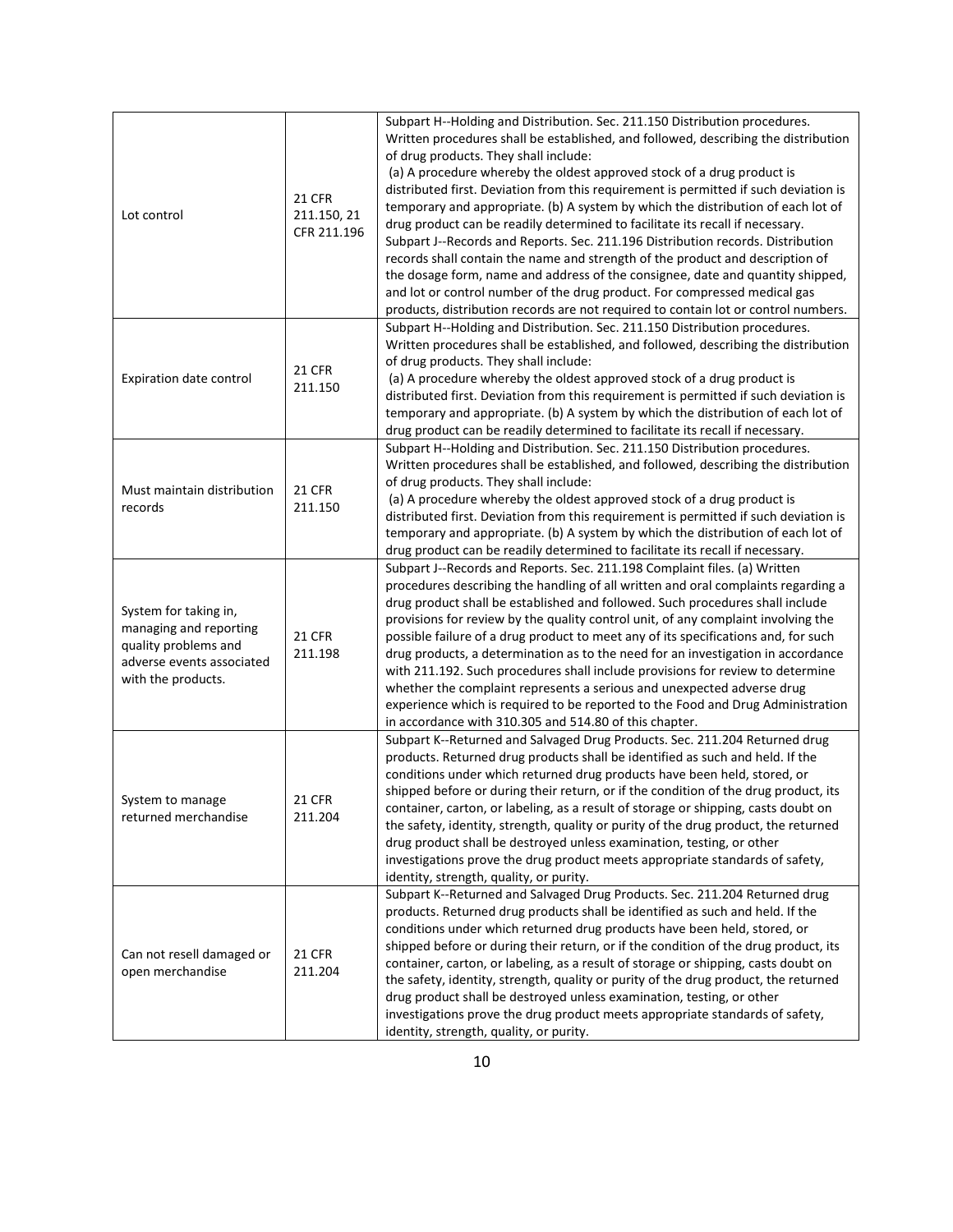| | | |
|---|---|---|
| Lot control | 21 CFR 211.150, 21 CFR 211.196 | Subpart H--Holding and Distribution. Sec. 211.150 Distribution procedures. Written procedures shall be established, and followed, describing the distribution of drug products. They shall include: (a) A procedure whereby the oldest approved stock of a drug product is distributed first. Deviation from this requirement is permitted if such deviation is temporary and appropriate. (b) A system by which the distribution of each lot of drug product can be readily determined to facilitate its recall if necessary. Subpart J--Records and Reports. Sec. 211.196 Distribution records. Distribution records shall contain the name and strength of the product and description of the dosage form, name and address of the consignee, date and quantity shipped, and lot or control number of the drug product. For compressed medical gas products, distribution records are not required to contain lot or control numbers. |
| Expiration date control | 21 CFR 211.150 | Subpart H--Holding and Distribution. Sec. 211.150 Distribution procedures. Written procedures shall be established, and followed, describing the distribution of drug products. They shall include: (a) A procedure whereby the oldest approved stock of a drug product is distributed first. Deviation from this requirement is permitted if such deviation is temporary and appropriate. (b) A system by which the distribution of each lot of drug product can be readily determined to facilitate its recall if necessary. |
| Must maintain distribution records | 21 CFR 211.150 | Subpart H--Holding and Distribution. Sec. 211.150 Distribution procedures. Written procedures shall be established, and followed, describing the distribution of drug products. They shall include: (a) A procedure whereby the oldest approved stock of a drug product is distributed first. Deviation from this requirement is permitted if such deviation is temporary and appropriate. (b) A system by which the distribution of each lot of drug product can be readily determined to facilitate its recall if necessary. |
| System for taking in, managing and reporting quality problems and adverse events associated with the products. | 21 CFR 211.198 | Subpart J--Records and Reports. Sec. 211.198 Complaint files. (a) Written procedures describing the handling of all written and oral complaints regarding a drug product shall be established and followed. Such procedures shall include provisions for review by the quality control unit, of any complaint involving the possible failure of a drug product to meet any of its specifications and, for such drug products, a determination as to the need for an investigation in accordance with 211.192. Such procedures shall include provisions for review to determine whether the complaint represents a serious and unexpected adverse drug experience which is required to be reported to the Food and Drug Administration in accordance with 310.305 and 514.80 of this chapter. |
| System to manage returned merchandise | 21 CFR 211.204 | Subpart K--Returned and Salvaged Drug Products. Sec. 211.204 Returned drug products. Returned drug products shall be identified as such and held. If the conditions under which returned drug products have been held, stored, or shipped before or during their return, or if the condition of the drug product, its container, carton, or labeling, as a result of storage or shipping, casts doubt on the safety, identity, strength, quality or purity of the drug product, the returned drug product shall be destroyed unless examination, testing, or other investigations prove the drug product meets appropriate standards of safety, identity, strength, quality, or purity. |
| Can not resell damaged or open merchandise | 21 CFR 211.204 | Subpart K--Returned and Salvaged Drug Products. Sec. 211.204 Returned drug products. Returned drug products shall be identified as such and held. If the conditions under which returned drug products have been held, stored, or shipped before or during their return, or if the condition of the drug product, its container, carton, or labeling, as a result of storage or shipping, casts doubt on the safety, identity, strength, quality or purity of the drug product, the returned drug product shall be destroyed unless examination, testing, or other investigations prove the drug product meets appropriate standards of safety, identity, strength, quality, or purity. |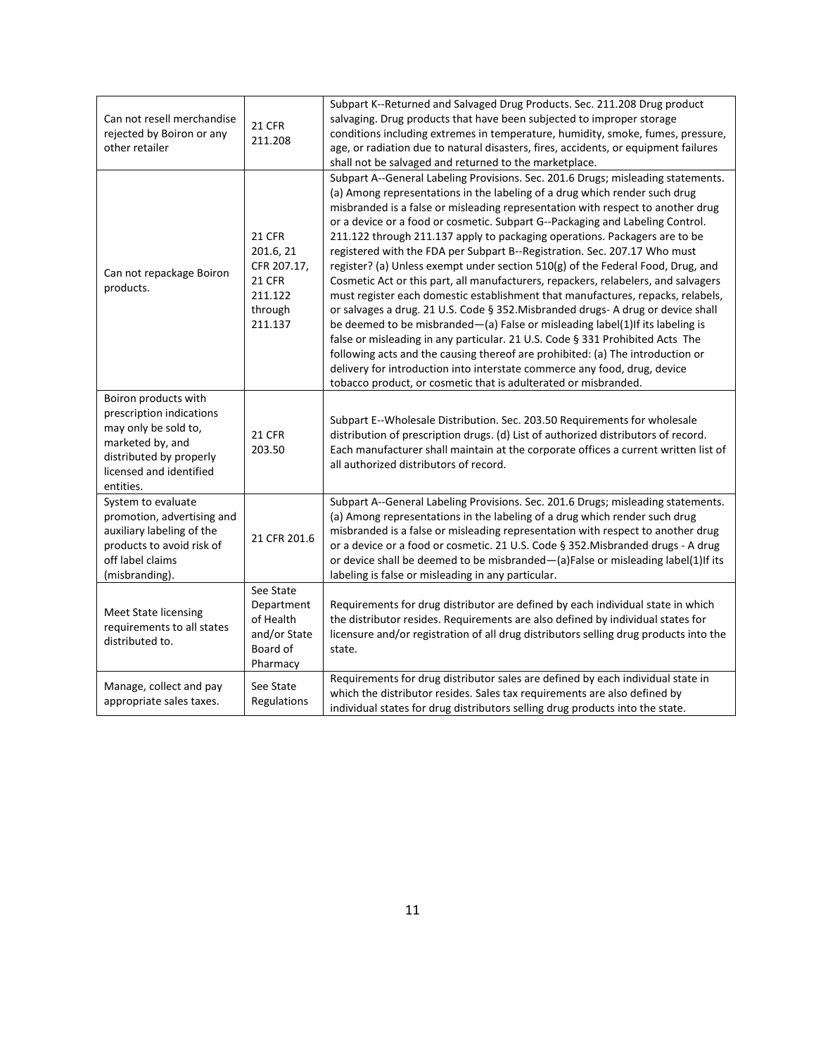| | | |
|---|---|---|
| Can not resell merchandise rejected by Boiron or any other retailer | 21 CFR 211.208 | Subpart K--Returned and Salvaged Drug Products. Sec. 211.208 Drug product salvaging. Drug products that have been subjected to improper storage conditions including extremes in temperature, humidity, smoke, fumes, pressure, age, or radiation due to natural disasters, fires, accidents, or equipment failures shall not be salvaged and returned to the marketplace. |
| Can not repackage Boiron products. | 21 CFR 201.6, 21 CFR 207.17, 21 CFR 211.122 through 211.137 | Subpart A--General Labeling Provisions. Sec. 201.6 Drugs; misleading statements. (a) Among representations in the labeling of a drug which render such drug misbranded is a false or misleading representation with respect to another drug or a device or a food or cosmetic. Subpart G--Packaging and Labeling Control. 211.122 through 211.137 apply to packaging operations. Packagers are to be registered with the FDA per Subpart B--Registration. Sec. 207.17 Who must register? (a) Unless exempt under section 510(g) of the Federal Food, Drug, and Cosmetic Act or this part, all manufacturers, repackers, relabelers, and salvagers must register each domestic establishment that manufactures, repacks, relabels, or salvages a drug. 21 U.S. Code § 352.Misbranded drugs- A drug or device shall be deemed to be misbranded—(a) False or misleading label(1)If its labeling is false or misleading in any particular. 21 U.S. Code § 331 Prohibited Acts The following acts and the causing thereof are prohibited: (a) The introduction or delivery for introduction into interstate commerce any food, drug, device tobacco product, or cosmetic that is adulterated or misbranded. |
| Boiron products with prescription indications may only be sold to, marketed by, and distributed by properly licensed and identified entities. | 21 CFR 203.50 | Subpart E--Wholesale Distribution. Sec. 203.50 Requirements for wholesale distribution of prescription drugs. (d) List of authorized distributors of record. Each manufacturer shall maintain at the corporate offices a current written list of all authorized distributors of record. |
| System to evaluate promotion, advertising and auxiliary labeling of the products to avoid risk of off label claims (misbranding). | 21 CFR 201.6 | Subpart A--General Labeling Provisions. Sec. 201.6 Drugs; misleading statements. (a) Among representations in the labeling of a drug which render such drug misbranded is a false or misleading representation with respect to another drug or a device or a food or cosmetic. 21 U.S. Code § 352.Misbranded drugs - A drug or device shall be deemed to be misbranded—(a)False or misleading label(1)If its labeling is false or misleading in any particular. |
| Meet State licensing requirements to all states distributed to. | See State Department of Health and/or State Board of Pharmacy | Requirements for drug distributor are defined by each individual state in which the distributor resides. Requirements are also defined by individual states for licensure and/or registration of all drug distributors selling drug products into the state. |
| Manage, collect and pay appropriate sales taxes. | See State Regulations | Requirements for drug distributor sales are defined by each individual state in which the distributor resides. Sales tax requirements are also defined by individual states for drug distributors selling drug products into the state. |